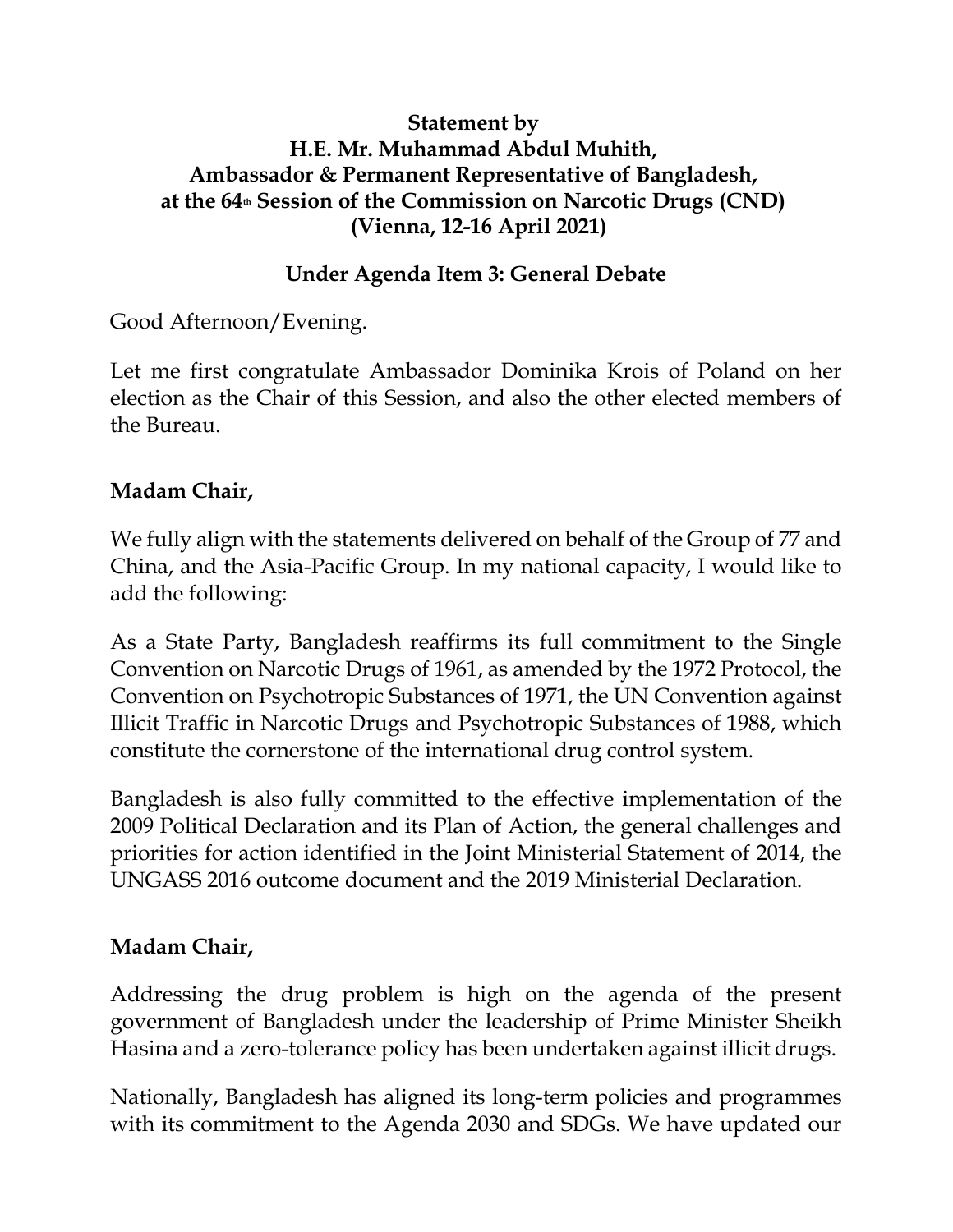**Statement by**
**H.E. Mr. Muhammad Abdul Muhith,**
**Ambassador & Permanent Representative of Bangladesh,**
**at the 64th Session of the Commission on Narcotic Drugs (CND)**
**(Vienna, 12-16 April 2021)**

**Under Agenda Item 3: General Debate**

Good Afternoon/Evening.

Let me first congratulate Ambassador Dominika Krois of Poland on her election as the Chair of this Session, and also the other elected members of the Bureau.

**Madam Chair,**

We fully align with the statements delivered on behalf of the Group of 77 and China, and the Asia-Pacific Group. In my national capacity, I would like to add the following:

As a State Party, Bangladesh reaffirms its full commitment to the Single Convention on Narcotic Drugs of 1961, as amended by the 1972 Protocol, the Convention on Psychotropic Substances of 1971, the UN Convention against Illicit Traffic in Narcotic Drugs and Psychotropic Substances of 1988, which constitute the cornerstone of the international drug control system.

Bangladesh is also fully committed to the effective implementation of the 2009 Political Declaration and its Plan of Action, the general challenges and priorities for action identified in the Joint Ministerial Statement of 2014, the UNGASS 2016 outcome document and the 2019 Ministerial Declaration.

**Madam Chair,**

Addressing the drug problem is high on the agenda of the present government of Bangladesh under the leadership of Prime Minister Sheikh Hasina and a zero-tolerance policy has been undertaken against illicit drugs.

Nationally, Bangladesh has aligned its long-term policies and programmes with its commitment to the Agenda 2030 and SDGs. We have updated our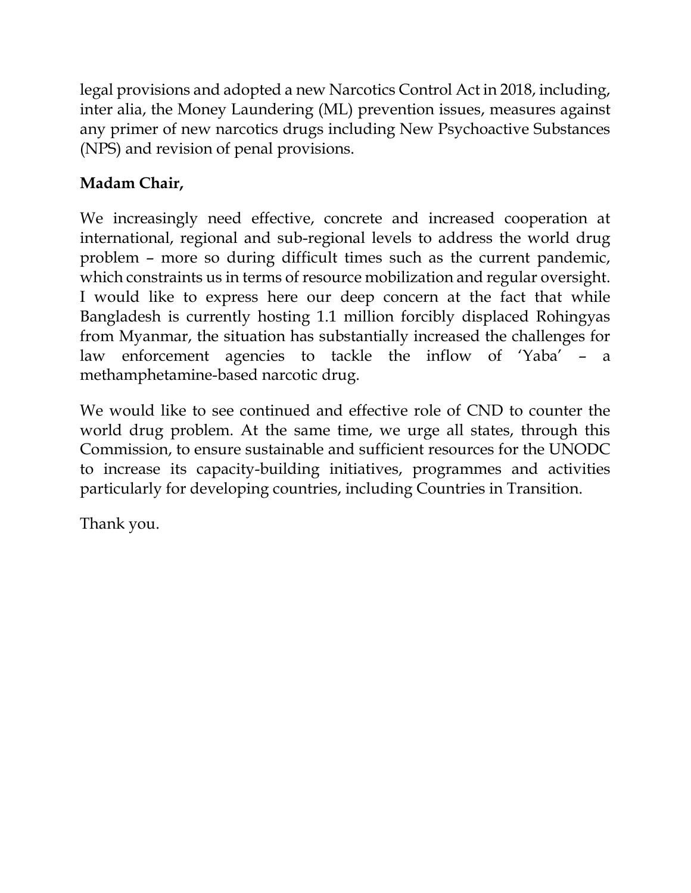legal provisions and adopted a new Narcotics Control Act in 2018, including, inter alia, the Money Laundering (ML) prevention issues, measures against any primer of new narcotics drugs including New Psychoactive Substances (NPS) and revision of penal provisions.

**Madam Chair,**

We increasingly need effective, concrete and increased cooperation at international, regional and sub-regional levels to address the world drug problem – more so during difficult times such as the current pandemic, which constraints us in terms of resource mobilization and regular oversight. I would like to express here our deep concern at the fact that while Bangladesh is currently hosting 1.1 million forcibly displaced Rohingyas from Myanmar, the situation has substantially increased the challenges for law enforcement agencies to tackle the inflow of 'Yaba' – a methamphetamine-based narcotic drug.

We would like to see continued and effective role of CND to counter the world drug problem. At the same time, we urge all states, through this Commission, to ensure sustainable and sufficient resources for the UNODC to increase its capacity-building initiatives, programmes and activities particularly for developing countries, including Countries in Transition.

Thank you.